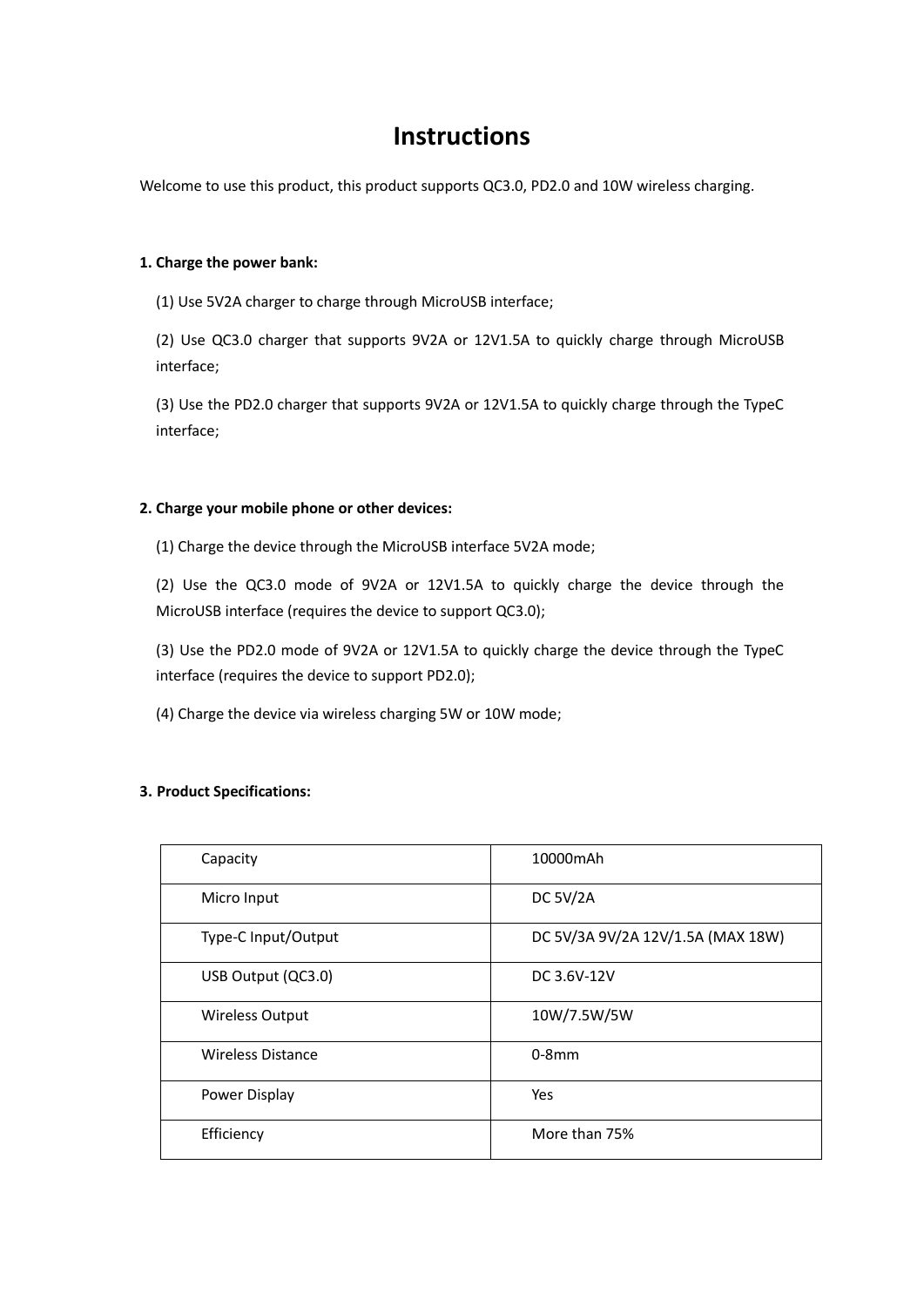# Instructions

Welcome to use this product, this product supports QC3.0, PD2.0 and 10W wireless charging.

**1. Charge the power bank:**

(1) Use 5V2A charger to charge through MicroUSB interface;

(2) Use QC3.0 charger that supports 9V2A or 12V1.5A to quickly charge through MicroUSB interface;

(3) Use the PD2.0 charger that supports 9V2A or 12V1.5A to quickly charge through the TypeC interface;

**2. Charge your mobile phone or other devices:**

(1) Charge the device through the MicroUSB interface 5V2A mode;

(2) Use the QC3.0 mode of 9V2A or 12V1.5A to quickly charge the device through the MicroUSB interface (requires the device to support QC3.0);

(3) Use the PD2.0 mode of 9V2A or 12V1.5A to quickly charge the device through the TypeC interface (requires the device to support PD2.0);

(4) Charge the device via wireless charging 5W or 10W mode;

**3. Product Specifications:**

| Capacity | 10000mAh |
|---|---|
| Micro Input | DC 5V/2A |
| Type-C Input/Output | DC 5V/3A 9V/2A 12V/1.5A (MAX 18W) |
| USB Output (QC3.0) | DC 3.6V-12V |
| Wireless Output | 10W/7.5W/5W |
| Wireless Distance | 0-8mm |
| Power Display | Yes |
| Efficiency | More than 75% |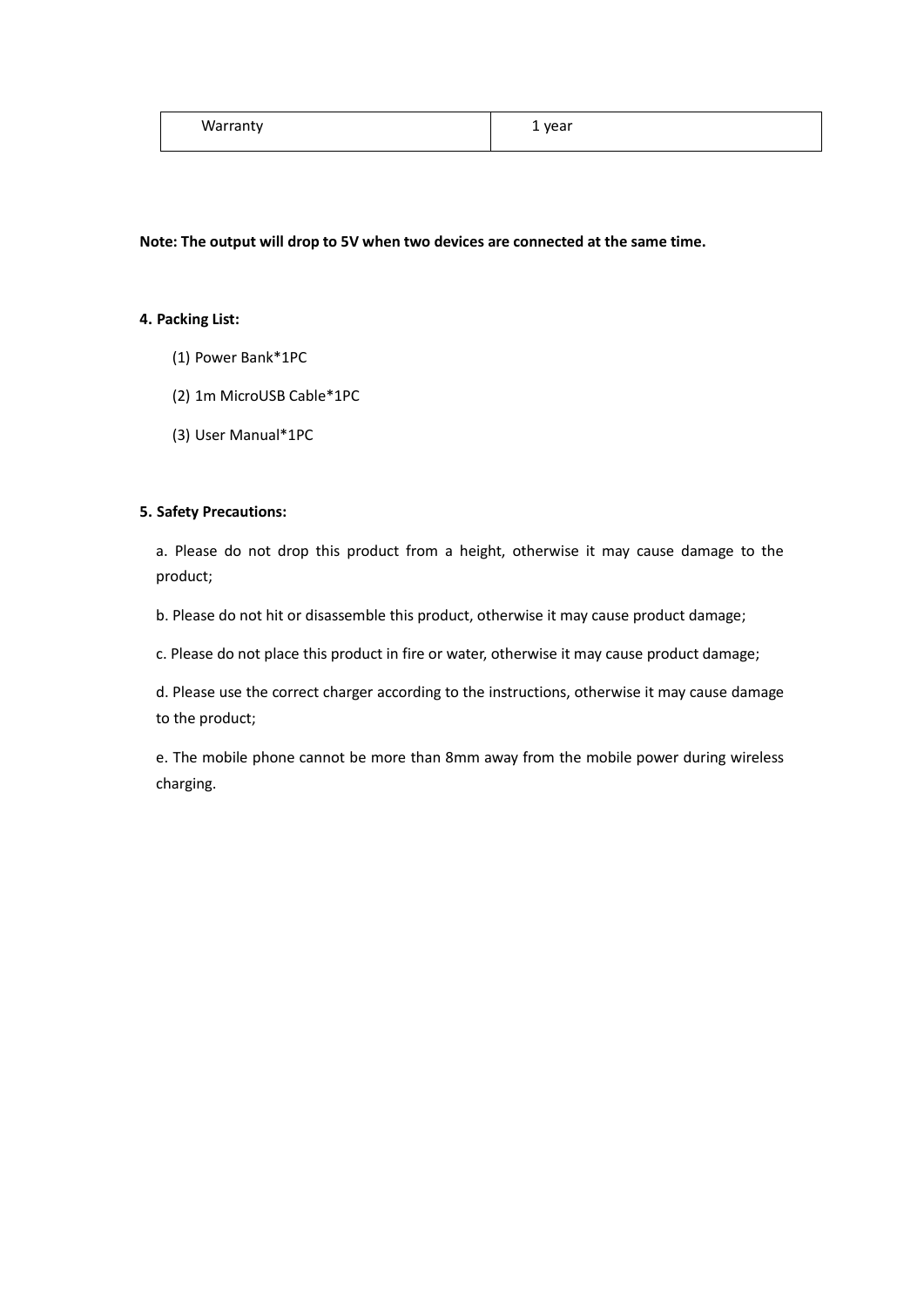| | |
|---|---|
| Warranty | 1 year |

**Note: The output will drop to 5V when two devices are connected at the same time.**

**4. Packing List:**

(1) Power Bank*1PC

(2) 1m MicroUSB Cable*1PC

(3) User Manual*1PC

**5. Safety Precautions:**

a. Please do not drop this product from a height, otherwise it may cause damage to the product;

b. Please do not hit or disassemble this product, otherwise it may cause product damage;

c. Please do not place this product in fire or water, otherwise it may cause product damage;

d. Please use the correct charger according to the instructions, otherwise it may cause damage to the product;

e. The mobile phone cannot be more than 8mm away from the mobile power during wireless charging.